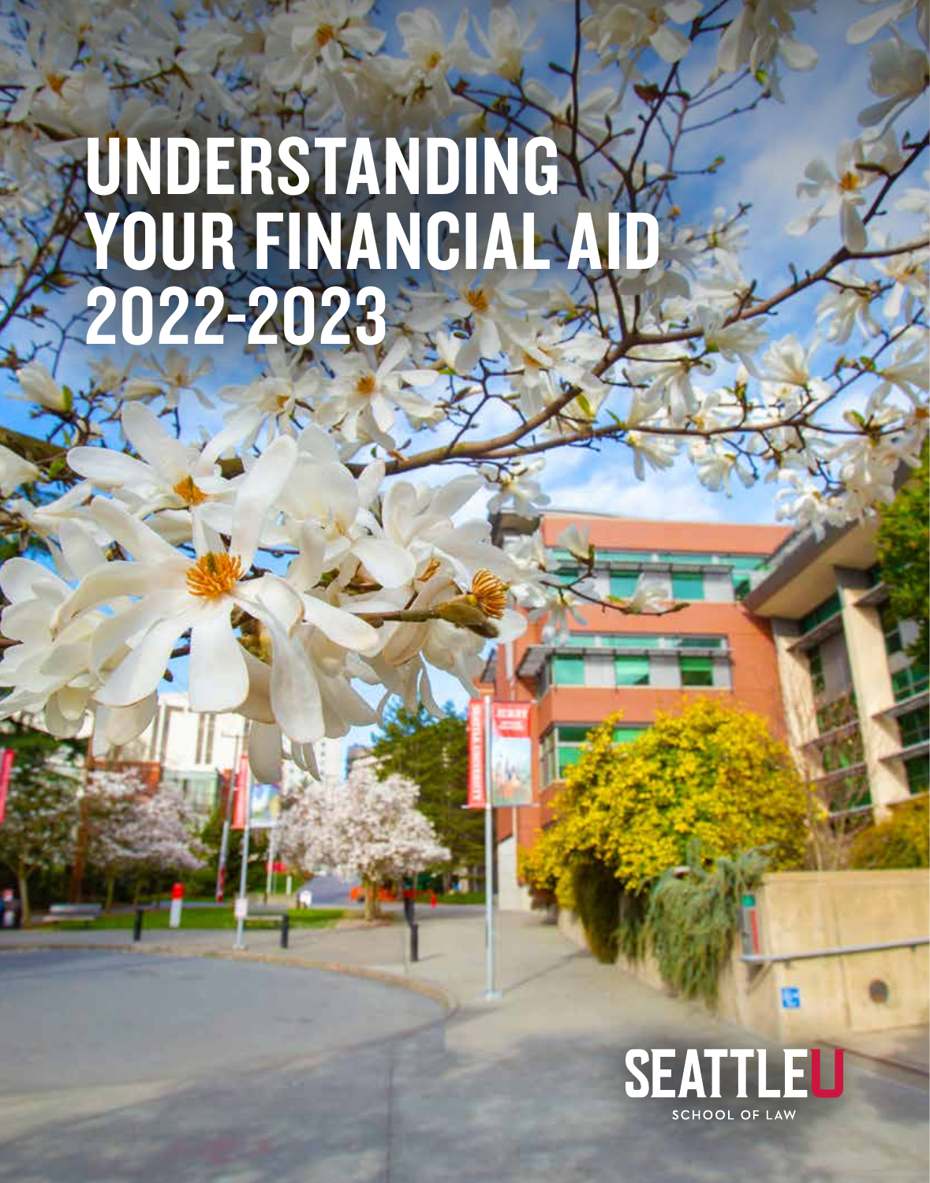# UNDERSTANDING YOUR FINANCIAL AID 2022-2023

SEATTLE U

SCHOOL OF LAW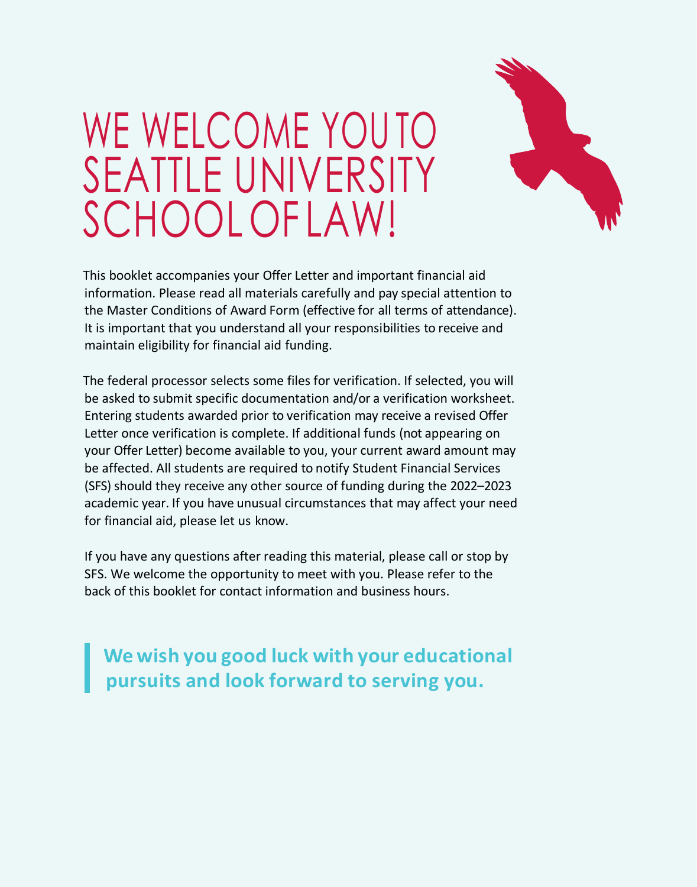# WE WELCOME YOU TO SEATTLE UNIVERSITY SCHOOL OF LAW!

This booklet accompanies your Offer Letter and important financial aid information. Please read all materials carefully and pay special attention to the Master Conditions of Award Form (effective for all terms of attendance). It is important that you understand all your responsibilities to receive and maintain eligibility for financial aid funding.

The federal processor selects some files for verification. If selected, you will be asked to submit specific documentation and/or a verification worksheet. Entering students awarded prior to verification may receive a revised Offer Letter once verification is complete. If additional funds (not appearing on your Offer Letter) become available to you, your current award amount may be affected. All students are required to notify Student Financial Services (SFS) should they receive any other source of funding during the 2022–2023 academic year. If you have unusual circumstances that may affect your need for financial aid, please let us know.

If you have any questions after reading this material, please call or stop by SFS. We welcome the opportunity to meet with you. Please refer to the back of this booklet for contact information and business hours.

> **We wish you good luck with your educational pursuits and look forward to serving you.**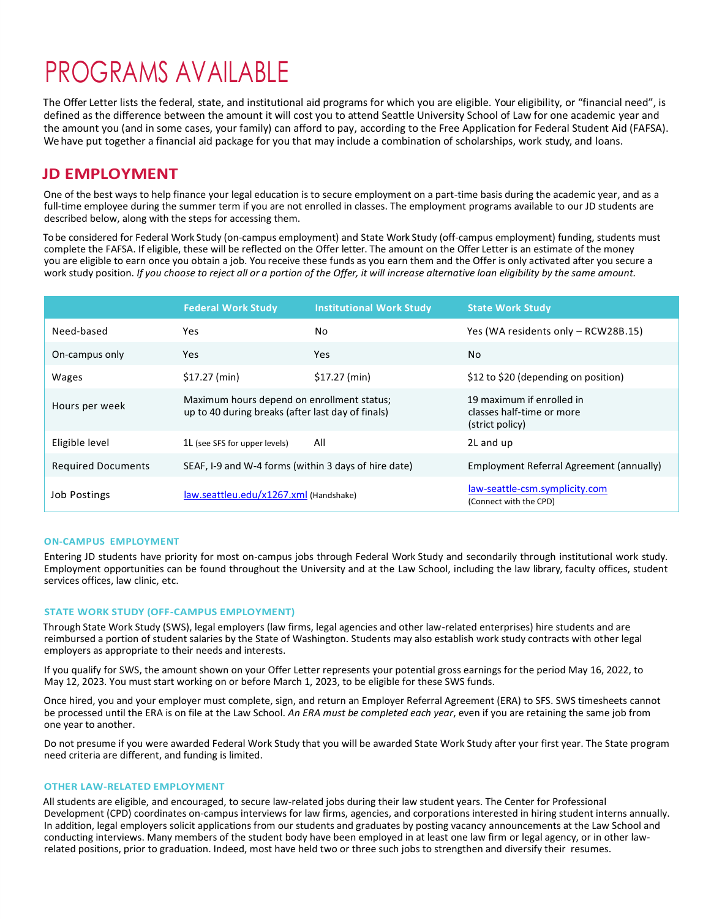# PROGRAMS AVAILABLE

The Offer Letter lists the federal, state, and institutional aid programs for which you are eligible. Your eligibility, or "financial need", is defined as the difference between the amount it will cost you to attend Seattle University School of Law for one academic year and the amount you (and in some cases, your family) can afford to pay, according to the Free Application for Federal Student Aid (FAFSA). We have put together a financial aid package for you that may include a combination of scholarships, work study, and loans.

## JD EMPLOYMENT

One of the best ways to help finance your legal education is to secure employment on a part-time basis during the academic year, and as a full-time employee during the summer term if you are not enrolled in classes. The employment programs available to our JD students are described below, along with the steps for accessing them.

To be considered for Federal Work Study (on-campus employment) and State Work Study (off-campus employment) funding, students must complete the FAFSA. If eligible, these will be reflected on the Offer letter. The amount on the Offer Letter is an estimate of the money you are eligible to earn once you obtain a job. You receive these funds as you earn them and the Offer is only activated after you secure a work study position. *If you choose to reject all or a portion of the Offer, it will increase alternative loan eligibility by the same amount.*

| | Federal Work Study | Institutional Work Study | State Work Study |
|---|---|---|---|
| Need-based | Yes | No | Yes (WA residents only – RCW28B.15) |
| On-campus only | Yes | Yes | No |
| Wages | $17.27 (min) | $17.27 (min) | $12 to $20 (depending on position) |
| Hours per week | Maximum hours depend on enrollment status; up to 40 during breaks (after last day of finals) | | 19 maximum if enrolled in classes half-time or more (strict policy) |
| Eligible level | 1L (see SFS for upper levels) | All | 2L and up |
| Required Documents | SEAF, I-9 and W-4 forms (within 3 days of hire date) | | Employment Referral Agreement (annually) |
| Job Postings | law.seattleu.edu/x1267.xml (Handshake) | | law-seattle-csm.symplicity.com (Connect with the CPD) |

### ON-CAMPUS EMPLOYMENT

Entering JD students have priority for most on-campus jobs through Federal Work Study and secondarily through institutional work study. Employment opportunities can be found throughout the University and at the Law School, including the law library, faculty offices, student services offices, law clinic, etc.

### STATE WORK STUDY (OFF-CAMPUS EMPLOYMENT)

Through State Work Study (SWS), legal employers (law firms, legal agencies and other law-related enterprises) hire students and are reimbursed a portion of student salaries by the State of Washington. Students may also establish work study contracts with other legal employers as appropriate to their needs and interests.

If you qualify for SWS, the amount shown on your Offer Letter represents your potential gross earnings for the period May 16, 2022, to May 12, 2023. You must start working on or before March 1, 2023, to be eligible for these SWS funds.

Once hired, you and your employer must complete, sign, and return an Employer Referral Agreement (ERA) to SFS. SWS timesheets cannot be processed until the ERA is on file at the Law School. *An ERA must be completed each year*, even if you are retaining the same job from one year to another.

Do not presume if you were awarded Federal Work Study that you will be awarded State Work Study after your first year. The State program need criteria are different, and funding is limited.

### OTHER LAW-RELATED EMPLOYMENT

All students are eligible, and encouraged, to secure law-related jobs during their law student years. The Center for Professional Development (CPD) coordinates on-campus interviews for law firms, agencies, and corporations interested in hiring student interns annually. In addition, legal employers solicit applications from our students and graduates by posting vacancy announcements at the Law School and conducting interviews. Many members of the student body have been employed in at least one law firm or legal agency, or in other law-related positions, prior to graduation. Indeed, most have held two or three such jobs to strengthen and diversify their resumes.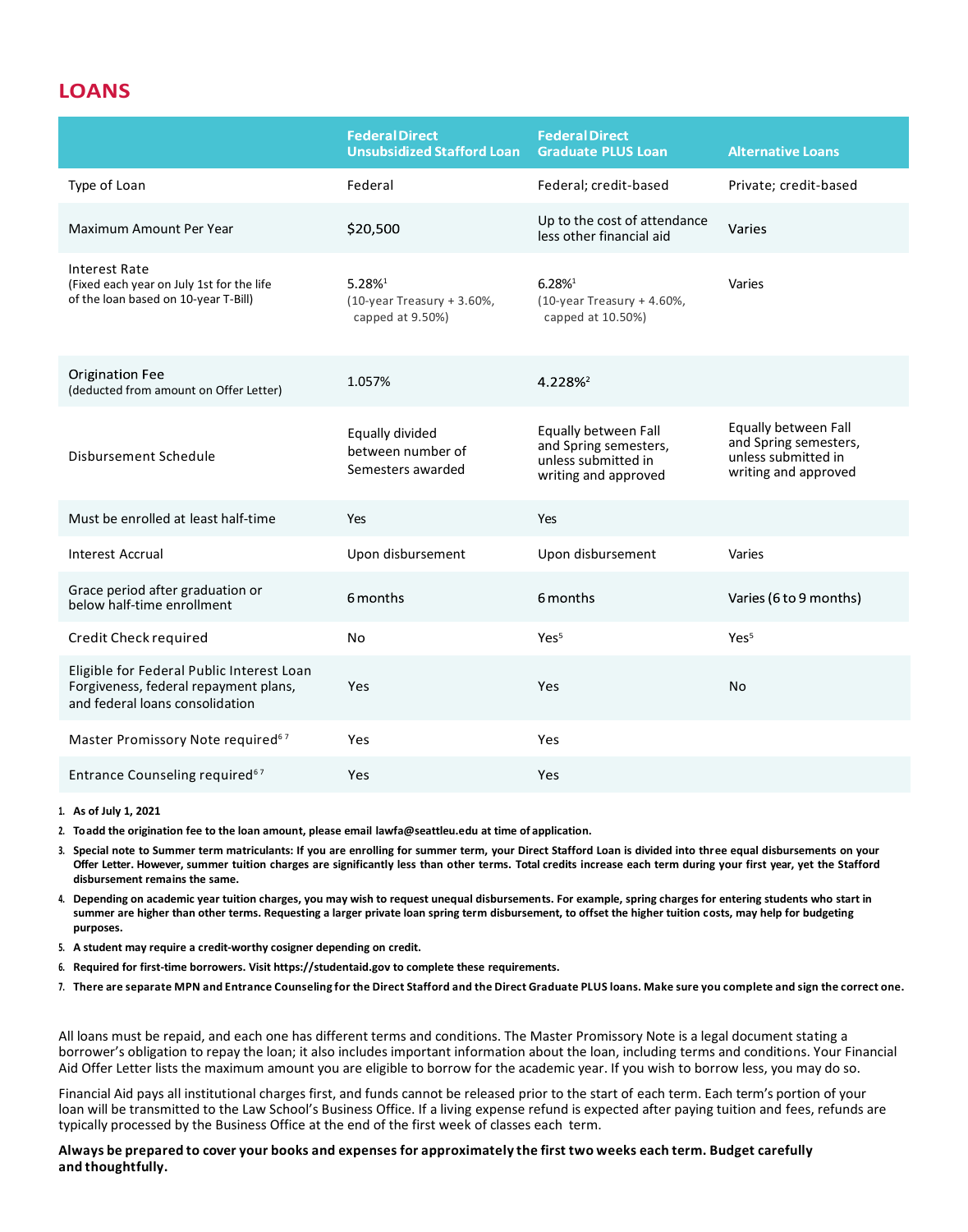## LOANS

| | Federal Direct Unsubsidized Stafford Loan | Federal Direct Graduate PLUS Loan | Alternative Loans |
|---|---|---|---|
| Type of Loan | Federal | Federal; credit-based | Private; credit-based |
| Maximum Amount Per Year | $20,500 | Up to the cost of attendance less other financial aid | Varies |
| Interest Rate (Fixed each year on July 1st for the life of the loan based on 10-year T-Bill) | 5.28%[1] (10-year Treasury + 3.60%, capped at 9.50%) | 6.28%[1] (10-year Treasury + 4.60%, capped at 10.50%) | Varies |
| Origination Fee (deducted from amount on Offer Letter) | 1.057% | 4.228%[2] | |
| Disbursement Schedule | Equally divided between number of Semesters awarded | Equally between Fall and Spring semesters, unless submitted in writing and approved | Equally between Fall and Spring semesters, unless submitted in writing and approved |
| Must be enrolled at least half-time | Yes | Yes | |
| Interest Accrual | Upon disbursement | Upon disbursement | Varies |
| Grace period after graduation or below half-time enrollment | 6 months | 6 months | Varies (6 to 9 months) |
| Credit Check required | No | Yes[5] | Yes[5] |
| Eligible for Federal Public Interest Loan Forgiveness, federal repayment plans, and federal loans consolidation | Yes | Yes | No |
| Master Promissory Note required[6,7] | Yes | Yes | |
| Entrance Counseling required[6,7] | Yes | Yes | |

1. **As of July 1, 2021**
2. **To add the origination fee to the loan amount, please email lawfa@seattleu.edu at time of application.**
3. **Special note to Summer term matriculants: If you are enrolling for summer term, your Direct Stafford Loan is divided into three equal disbursements on your Offer Letter. However, summer tuition charges are significantly less than other terms. Total credits increase each term during your first year, yet the Stafford disbursement remains the same.**
4. **Depending on academic year tuition charges, you may wish to request unequal disbursements. For example, spring charges for entering students who start in summer are higher than other terms. Requesting a larger private loan spring term disbursement, to offset the higher tuition costs, may help for budgeting purposes.**
5. **A student may require a credit-worthy cosigner depending on credit.**
6. **Required for first-time borrowers. Visit https://studentaid.gov to complete these requirements.**
7. **There are separate MPN and Entrance Counseling for the Direct Stafford and the Direct Graduate PLUS loans. Make sure you complete and sign the correct one.**

All loans must be repaid, and each one has different terms and conditions. The Master Promissory Note is a legal document stating a borrower's obligation to repay the loan; it also includes important information about the loan, including terms and conditions. Your Financial Aid Offer Letter lists the maximum amount you are eligible to borrow for the academic year. If you wish to borrow less, you may do so.

Financial Aid pays all institutional charges first, and funds cannot be released prior to the start of each term. Each term's portion of your loan will be transmitted to the Law School's Business Office. If a living expense refund is expected after paying tuition and fees, refunds are typically processed by the Business Office at the end of the first week of classes each term.

**Always be prepared to cover your books and expenses for approximately the first two weeks each term. Budget carefully and thoughtfully.**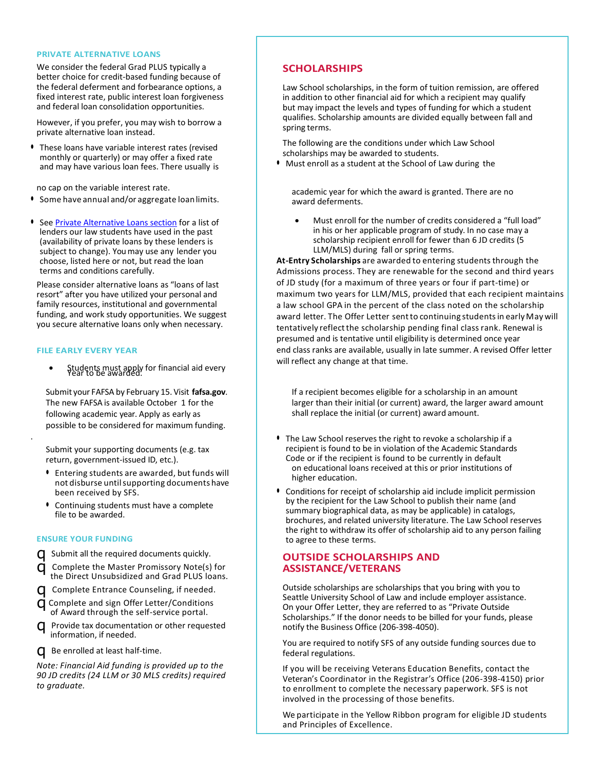### PRIVATE ALTERNATIVE LOANS

We consider the federal Grad PLUS typically a better choice for credit-based funding because of the federal deferment and forbearance options, a fixed interest rate, public interest loan forgiveness and federal loan consolidation opportunities.

However, if you prefer, you may wish to borrow a private alternative loan instead.

- These loans have variable interest rates (revised monthly or quarterly) or may offer a fixed rate and may have various loan fees. There usually is no cap on the variable interest rate.
- Some have annual and/or aggregate loan limits.
- See [Private Alternative Loans section]() for a list of lenders our law students have used in the past (availability of private loans by these lenders is subject to change). You may use any lender you choose, listed here or not, but read the loan terms and conditions carefully.

Please consider alternative loans as "loans of last resort" after you have utilized your personal and family resources, institutional and governmental funding, and work study opportunities. We suggest you secure alternative loans only when necessary.

### FILE EARLY EVERY YEAR

- Students must apply for financial aid every Year to be awarded.

Submit your FAFSA by February 15. Visit **fafsa.gov**. The new FAFSA is available October 1 for the following academic year. Apply as early as possible to be considered for maximum funding.

Submit your supporting documents (e.g. tax return, government-issued ID, etc.).

- Entering students are awarded, but funds will not disburse until supporting documents have been received by SFS.
- Continuing students must have a complete file to be awarded.

### ENSURE YOUR FUNDING

- [ ] Submit all the required documents quickly.
- [ ] Complete the Master Promissory Note(s) for the Direct Unsubsidized and Grad PLUS loans.
- [ ] Complete Entrance Counseling, if needed.
- [ ] Complete and sign Offer Letter/Conditions of Award through the self-service portal.
- [ ] Provide tax documentation or other requested information, if needed.
- [ ] Be enrolled at least half-time.

*Note: Financial Aid funding is provided up to the 90 JD credits (24 LLM or 30 MLS credits) required to graduate.*

## SCHOLARSHIPS

Law School scholarships, in the form of tuition remission, are offered in addition to other financial aid for which a recipient may qualify but may impact the levels and types of funding for which a student qualifies. Scholarship amounts are divided equally between fall and spring terms.

The following are the conditions under which Law School scholarships may be awarded to students.

- Must enroll as a student at the School of Law during the academic year for which the award is granted. There are no award deferments.
- Must enroll for the number of credits considered a "full load" in his or her applicable program of study. In no case may a scholarship recipient enroll for fewer than 6 JD credits (5 LLM/MLS) during fall or spring terms.

**At-Entry Scholarships** are awarded to entering students through the Admissions process. They are renewable for the second and third years of JD study (for a maximum of three years or four if part-time) or maximum two years for LLM/MLS, provided that each recipient maintains a law school GPA in the percent of the class noted on the scholarship award letter. The Offer Letter sent to continuing students in early May will tentatively reflect the scholarship pending final class rank. Renewal is presumed and is tentative until eligibility is determined once year end class ranks are available, usually in late summer. A revised Offer letter will reflect any change at that time.

If a recipient becomes eligible for a scholarship in an amount larger than their initial (or current) award, the larger award amount shall replace the initial (or current) award amount.

- The Law School reserves the right to revoke a scholarship if a recipient is found to be in violation of the Academic Standards Code or if the recipient is found to be currently in default on educational loans received at this or prior institutions of higher education.
- Conditions for receipt of scholarship aid include implicit permission by the recipient for the Law School to publish their name (and summary biographical data, as may be applicable) in catalogs, brochures, and related university literature. The Law School reserves the right to withdraw its offer of scholarship aid to any person failing to agree to these terms.

## OUTSIDE SCHOLARSHIPS AND ASSISTANCE/VETERANS

Outside scholarships are scholarships that you bring with you to Seattle University School of Law and include employer assistance. On your Offer Letter, they are referred to as "Private Outside Scholarships." If the donor needs to be billed for your funds, please notify the Business Office (206-398-4050).

You are required to notify SFS of any outside funding sources due to federal regulations.

If you will be receiving Veterans Education Benefits, contact the Veteran's Coordinator in the Registrar's Office (206-398-4150) prior to enrollment to complete the necessary paperwork. SFS is not involved in the processing of those benefits.

We participate in the Yellow Ribbon program for eligible JD students and Principles of Excellence.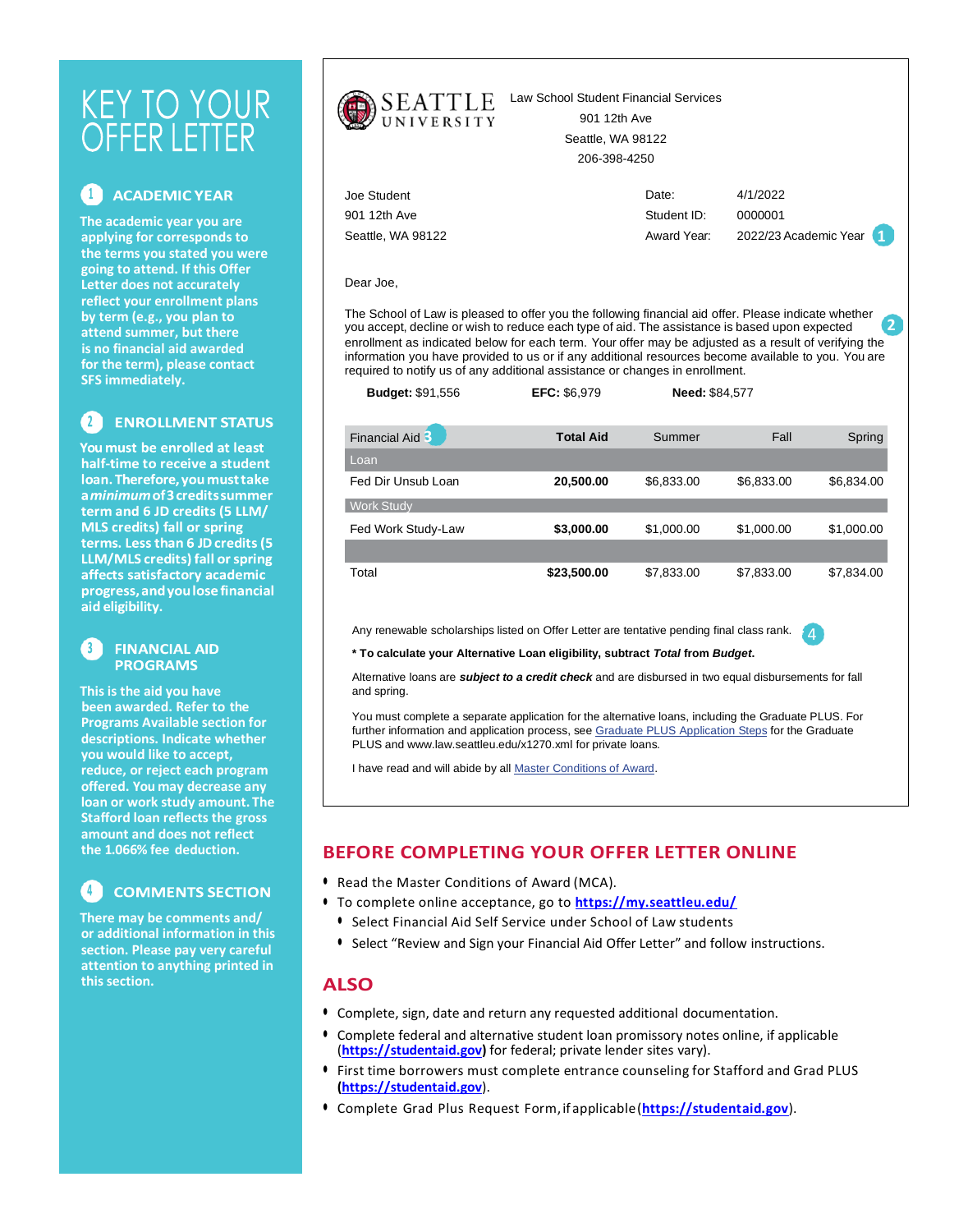# KEY TO YOUR OFFER LETTER

## 1 ACADEMIC YEAR

The academic year you are applying for corresponds to the terms you stated you were going to attend. If this Offer Letter does not accurately reflect your enrollment plans by term (e.g., you plan to attend summer, but there is no financial aid awarded for the term), please contact SFS immediately.

## 2 ENROLLMENT STATUS

You must be enrolled at least half-time to receive a student loan. Therefore, you must take a *minimum* of 3 credits summer term and 6 JD credits (5 LLM/ MLS credits) fall or spring terms. Less than 6 JD credits (5 LLM/MLS credits) fall or spring affects satisfactory academic progress, and you lose financial aid eligibility.

## 3 FINANCIAL AID PROGRAMS

This is the aid you have been awarded. Refer to the Programs Available section for descriptions. Indicate whether you would like to accept, reduce, or reject each program offered. You may decrease any loan or work study amount. The Stafford loan reflects the gross amount and does not reflect the 1.066% fee deduction.

## 4 COMMENTS SECTION

There may be comments and/ or additional information in this section. Please pay very careful attention to anything printed in this section.

---

SEATTLE UNIVERSITY

Law School Student Financial Services
901 12th Ave
Seattle, WA 98122
206-398-4250

Joe Student
901 12th Ave
Seattle, WA 98122

Date: 4/1/2022
Student ID: 0000001
Award Year: 2022/23 Academic Year (1)

Dear Joe,

The School of Law is pleased to offer you the following financial aid offer. Please indicate whether you accept, decline or wish to reduce each type of aid. The assistance is based upon expected enrollment as indicated below for each term. (2) Your offer may be adjusted as a result of verifying the information you have provided to us or if any additional resources become available to you. You are required to notify us of any additional assistance or changes in enrollment.

**Budget:** $91,556 **EFC:** $6,979 **Need:** $84,577

| Financial Aid (3) | Total Aid | Summer | Fall | Spring |
|---|---|---|---|---|
| Loan | | | | |
| Fed Dir Unsub Loan | **20,500.00** | $6,833.00 | $6,833.00 | $6,834.00 |
| Work Study | | | | |
| Fed Work Study-Law | **$3,000.00** | $1,000.00 | $1,000.00 | $1,000.00 |
| Total | **$23,500.00** | $7,833.00 | $7,833.00 | $7,834.00 |

Any renewable scholarships listed on Offer Letter are tentative pending final class rank. (4)

**\* To calculate your Alternative Loan eligibility, subtract *Total* from *Budget*.**

Alternative loans are ***subject to a credit check*** and are disbursed in two equal disbursements for fall and spring.

You must complete a separate application for the alternative loans, including the Graduate PLUS. For further information and application process, see Graduate PLUS Application Steps for the Graduate PLUS and www.law.seattleu.edu/x1270.xml for private loans.

I have read and will abide by all Master Conditions of Award.

## BEFORE COMPLETING YOUR OFFER LETTER ONLINE

- Read the Master Conditions of Award (MCA).
- To complete online acceptance, go to **https://my.seattleu.edu/**
  - Select Financial Aid Self Service under School of Law students
  - Select "Review and Sign your Financial Aid Offer Letter" and follow instructions.

## ALSO

- Complete, sign, date and return any requested additional documentation.
- Complete federal and alternative student loan promissory notes online, if applicable (**https://studentaid.gov)** for federal; private lender sites vary).
- First time borrowers must complete entrance counseling for Stafford and Grad PLUS (**https://studentaid.gov**).
- Complete Grad Plus Request Form, if applicable (**https://studentaid.gov**).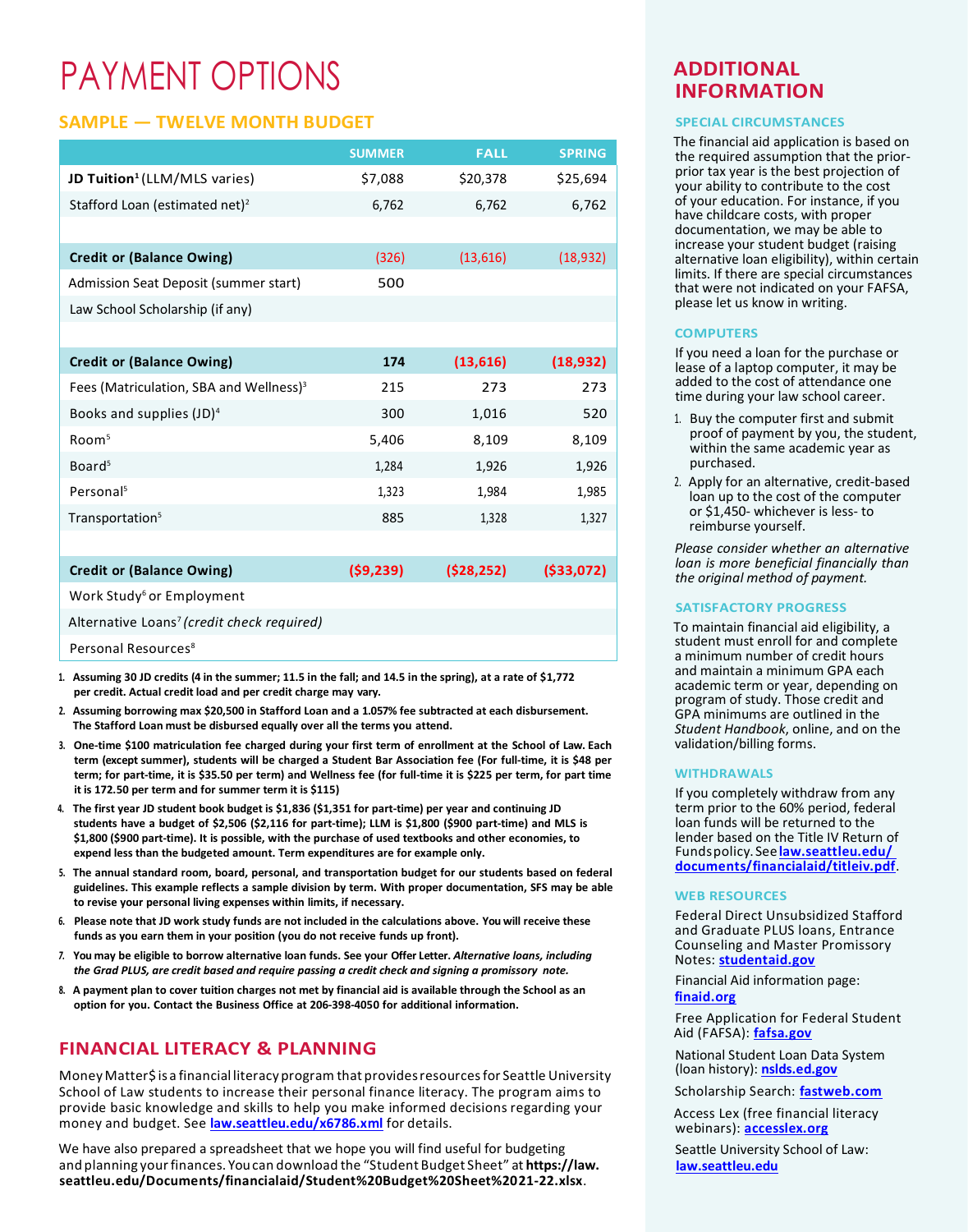# PAYMENT OPTIONS

## SAMPLE — TWELVE MONTH BUDGET

| | SUMMER | FALL | SPRING |
|---|---|---|---|
| **JD Tuition**[1] (LLM/MLS varies) | $7,088 | $20,378 | $25,694 |
| Stafford Loan (estimated net)[2] | 6,762 | 6,762 | 6,762 |
| | | | |
| **Credit or (Balance Owing)** | (326) | (13,616) | (18,932) |
| Admission Seat Deposit (summer start) | 500 | | |
| Law School Scholarship (if any) | | | |
| | | | |
| **Credit or (Balance Owing)** | **174** | **(13,616)** | **(18,932)** |
| Fees (Matriculation, SBA and Wellness)[3] | 215 | 273 | 273 |
| Books and supplies (JD)[4] | 300 | 1,016 | 520 |
| Room[5] | 5,406 | 8,109 | 8,109 |
| Board[5] | 1,284 | 1,926 | 1,926 |
| Personal[5] | 1,323 | 1,984 | 1,985 |
| Transportation[5] | 885 | 1,328 | 1,327 |
| | | | |
| **Credit or (Balance Owing)** | **($9,239)** | **($28,252)** | **($33,072)** |
| Work Study[6] or Employment | | | |
| Alternative Loans[7] *(credit check required)* | | | |
| Personal Resources[8] | | | |

1. **Assuming 30 JD credits (4 in the summer; 11.5 in the fall; and 14.5 in the spring), at a rate of $1,772 per credit. Actual credit load and per credit charge may vary.**
2. **Assuming borrowing max $20,500 in Stafford Loan and a 1.057% fee subtracted at each disbursement. The Stafford Loan must be disbursed equally over all the terms you attend.**
3. **One-time $100 matriculation fee charged during your first term of enrollment at the School of Law. Each term (except summer), students will be charged a Student Bar Association fee (For full-time, it is $48 per term; for part-time, it is $35.50 per term) and Wellness fee (for full-time it is $225 per term, for part time it is 172.50 per term and for summer term it is $115)**
4. **The first year JD student book budget is $1,836 ($1,351 for part-time) per year and continuing JD students have a budget of $2,506 ($2,116 for part-time); LLM is $1,800 ($900 part-time) and MLS is $1,800 ($900 part-time). It is possible, with the purchase of used textbooks and other economies, to expend less than the budgeted amount. Term expenditures are for example only.**
5. **The annual standard room, board, personal, and transportation budget for our students based on federal guidelines. This example reflects a sample division by term. With proper documentation, SFS may be able to revise your personal living expenses within limits, if necessary.**
6. **Please note that JD work study funds are not included in the calculations above. You will receive these funds as you earn them in your position (you do not receive funds up front).**
7. **You may be eligible to borrow alternative loan funds. See your Offer Letter. *Alternative loans, including the Grad PLUS, are credit based and require passing a credit check and signing a promissory note.***
8. **A payment plan to cover tuition charges not met by financial aid is available through the School as an option for you. Contact the Business Office at 206-398-4050 for additional information.**

## FINANCIAL LITERACY & PLANNING

Money Matter$ is a financial literacy program that provides resources for Seattle University School of Law students to increase their personal finance literacy. The program aims to provide basic knowledge and skills to help you make informed decisions regarding your money and budget. See **law.seattleu.edu/x6786.xml** for details.

We have also prepared a spreadsheet that we hope you will find useful for budgeting and planning your finances. You can download the "Student Budget Sheet" at **https://law.seattleu.edu/Documents/financialaid/Student%20Budget%20Sheet%2021-22.xlsx**.

# ADDITIONAL INFORMATION

### SPECIAL CIRCUMSTANCES

The financial aid application is based on the required assumption that the prior-prior tax year is the best projection of your ability to contribute to the cost of your education. For instance, if you have childcare costs, with proper documentation, we may be able to increase your student budget (raising alternative loan eligibility), within certain limits. If there are special circumstances that were not indicated on your FAFSA, please let us know in writing.

### COMPUTERS

If you need a loan for the purchase or lease of a laptop computer, it may be added to the cost of attendance one time during your law school career.

1. Buy the computer first and submit proof of payment by you, the student, within the same academic year as purchased.
2. Apply for an alternative, credit-based loan up to the cost of the computer or $1,450- whichever is less- to reimburse yourself.

*Please consider whether an alternative loan is more beneficial financially than the original method of payment.*

### SATISFACTORY PROGRESS

To maintain financial aid eligibility, a student must enroll for and complete a minimum number of credit hours and maintain a minimum GPA each academic term or year, depending on program of study. Those credit and GPA minimums are outlined in the *Student Handbook*, online, and on the validation/billing forms.

### WITHDRAWALS

If you completely withdraw from any term prior to the 60% period, federal loan funds will be returned to the lender based on the Title IV Return of Funds policy. See **law.seattleu.edu/documents/financialaid/titleiv.pdf**.

### WEB RESOURCES

Federal Direct Unsubsidized Stafford and Graduate PLUS loans, Entrance Counseling and Master Promissory Notes: **studentaid.gov**

Financial Aid information page: **finaid.org**

Free Application for Federal Student Aid (FAFSA): **fafsa.gov**

National Student Loan Data System (loan history): **nslds.ed.gov**

Scholarship Search: **fastweb.com**

Access Lex (free financial literacy webinars): **accesslex.org**

Seattle University School of Law: **law.seattleu.edu**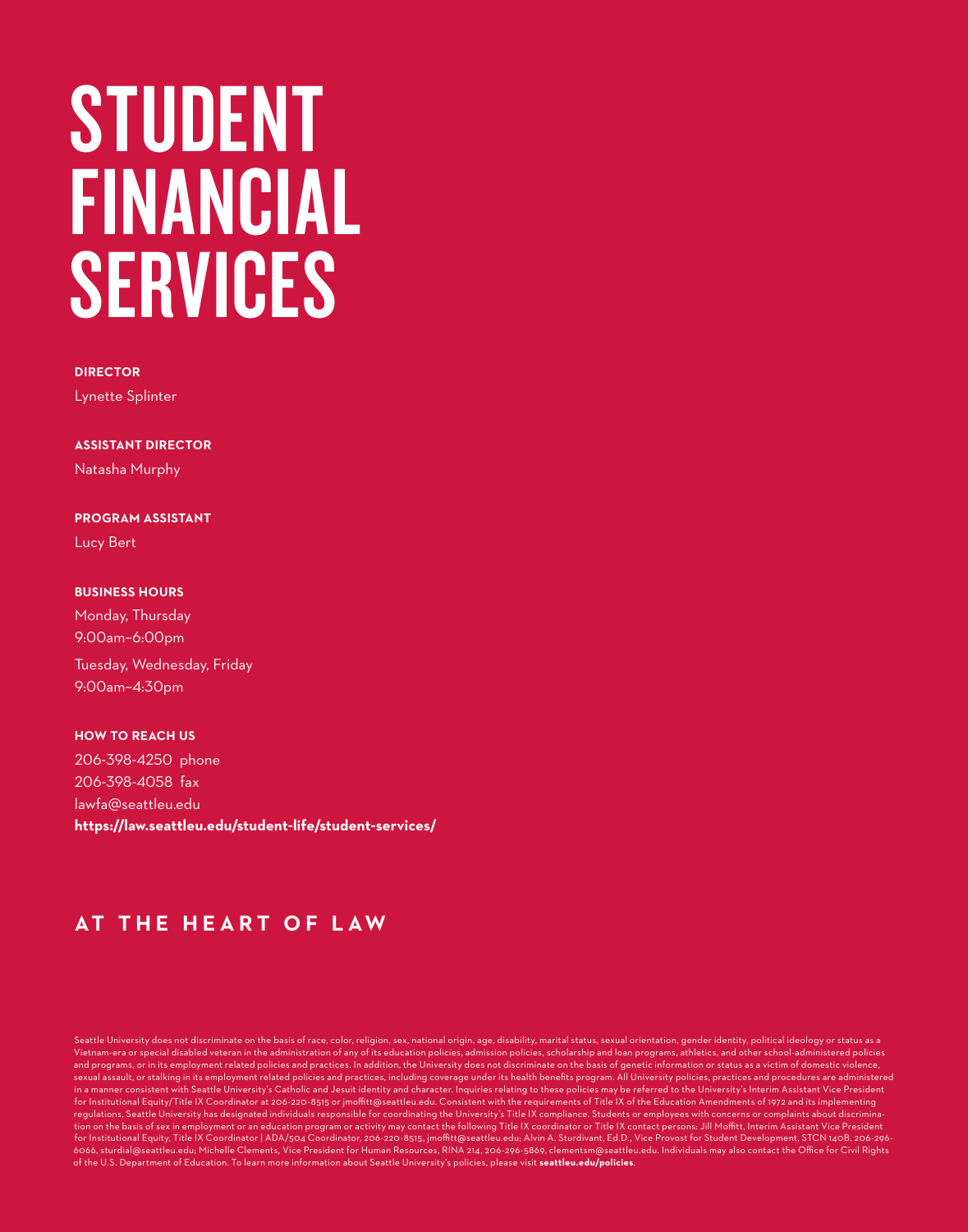# STUDENT FINANCIAL SERVICES

**DIRECTOR**

Lynette Splinter

**ASSISTANT DIRECTOR**

Natasha Murphy

**PROGRAM ASSISTANT**

Lucy Bert

**BUSINESS HOURS**

Monday, Thursday
9:00am–6:00pm

Tuesday, Wednesday, Friday
9:00am–4:30pm

**HOW TO REACH US**

206-398-4250 phone
206-398-4058 fax
lawfa@seattleu.edu
**https://law.seattleu.edu/student-life/student-services/**

## AT THE HEART OF LAW

Seattle University does not discriminate on the basis of race, color, religion, sex, national origin, age, disability, marital status, sexual orientation, gender identity, political ideology or status as a Vietnam-era or special disabled veteran in the administration of any of its education policies, admission policies, scholarship and loan programs, athletics, and other school-administered policies and programs, or in its employment related policies and practices. In addition, the University does not discriminate on the basis of genetic information or status as a victim of domestic violence, sexual assault, or stalking in its employment related policies and practices, including coverage under its health benefits program. All University policies, practices and procedures are administered in a manner consistent with Seattle University's Catholic and Jesuit identity and character. Inquiries relating to these policies may be referred to the University's Interim Assistant Vice President for Institutional Equity/Title IX Coordinator at 206-220-8515 or jmoffitt@seattleu.edu. Consistent with the requirements of Title IX of the Education Amendments of 1972 and its implementing regulations, Seattle University has designated individuals responsible for coordinating the University's Title IX compliance. Students or employees with concerns or complaints about discrimination on the basis of sex in employment or an education program or activity may contact the following Title IX coordinator or Title IX contact persons: Jill Moffitt, Interim Assistant Vice President for Institutional Equity, Title IX Coordinator | ADA/504 Coordinator, 206-220-8515, jmoffitt@seattleu.edu; Alvin A. Sturdivant, Ed.D., Vice Provost for Student Development, STCN 140B, 206-296-6066, sturdial@seattleu.edu; Michelle Clements, Vice President for Human Resources, RINA 214, 206-296-5869, clementsm@seattleu.edu. Individuals may also contact the Office for Civil Rights of the U.S. Department of Education. To learn more information about Seattle University's policies, please visit **seattleu.edu/policies**.